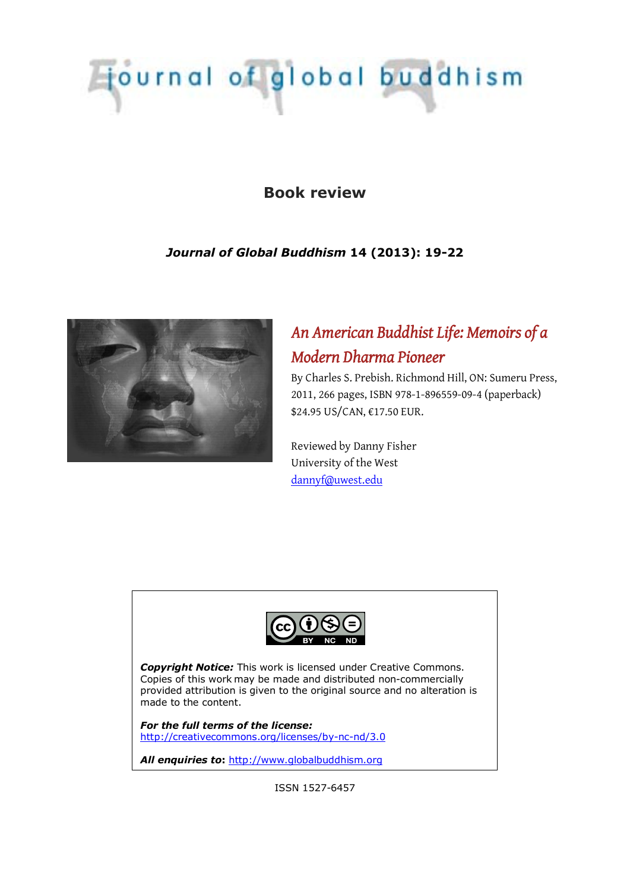# journal of global buddhism

## Book review

***Journal of Global Buddhism* 14 (2013): 19-22**

### *An American Buddhist Life: Memoirs of a Modern Dharma Pioneer*

By Charles S. Prebish. Richmond Hill, ON: Sumeru Press, 2011, 266 pages, ISBN 978-1-896559-09-4 (paperback) $24.95 US/CAN, €17.50 EUR.

Reviewed by Danny Fisher
University of the West
dannyf@uwest.edu

***Copyright Notice:*** This work is licensed under Creative Commons. Copies of this work may be made and distributed non-commercially provided attribution is given to the original source and no alteration is made to the content.

***For the full terms of the license:***
http://creativecommons.org/licenses/by-nc-nd/3.0

***All enquiries to*:** http://www.globalbuddhism.org

ISSN 1527-6457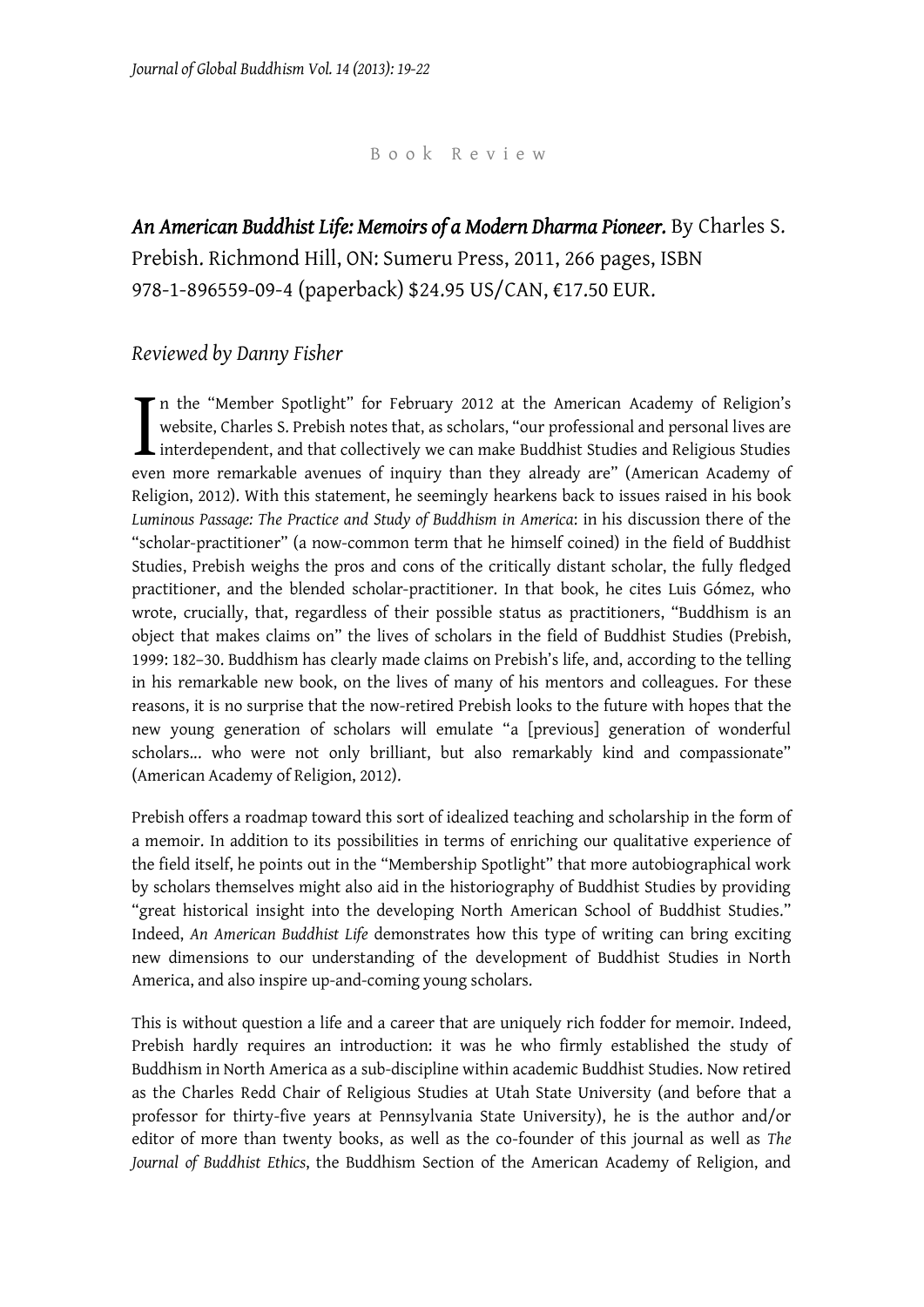B o o k   R e v i e w

## *An American Buddhist Life: Memoirs of a Modern Dharma Pioneer.* By Charles S. Prebish. Richmond Hill, ON: Sumeru Press, 2011, 266 pages, ISBN 978-1-896559-09-4 (paperback) $24.95 US/CAN, €17.50 EUR.

*Reviewed by Danny Fisher*

In the "Member Spotlight" for February 2012 at the American Academy of Religion's website, Charles S. Prebish notes that, as scholars, "our professional and personal lives are interdependent, and that collectively we can make Buddhist Studies and Religious Studies even more remarkable avenues of inquiry than they already are" (American Academy of Religion, 2012). With this statement, he seemingly hearkens back to issues raised in his book *Luminous Passage: The Practice and Study of Buddhism in America*: in his discussion there of the "scholar-practitioner" (a now-common term that he himself coined) in the field of Buddhist Studies, Prebish weighs the pros and cons of the critically distant scholar, the fully fledged practitioner, and the blended scholar-practitioner. In that book, he cites Luis Gómez, who wrote, crucially, that, regardless of their possible status as practitioners, "Buddhism is an object that makes claims on" the lives of scholars in the field of Buddhist Studies (Prebish, 1999: 182–30. Buddhism has clearly made claims on Prebish's life, and, according to the telling in his remarkable new book, on the lives of many of his mentors and colleagues. For these reasons, it is no surprise that the now-retired Prebish looks to the future with hopes that the new young generation of scholars will emulate "a [previous] generation of wonderful scholars... who were not only brilliant, but also remarkably kind and compassionate" (American Academy of Religion, 2012).

Prebish offers a roadmap toward this sort of idealized teaching and scholarship in the form of a memoir. In addition to its possibilities in terms of enriching our qualitative experience of the field itself, he points out in the "Membership Spotlight" that more autobiographical work by scholars themselves might also aid in the historiography of Buddhist Studies by providing "great historical insight into the developing North American School of Buddhist Studies." Indeed, *An American Buddhist Life* demonstrates how this type of writing can bring exciting new dimensions to our understanding of the development of Buddhist Studies in North America, and also inspire up-and-coming young scholars.

This is without question a life and a career that are uniquely rich fodder for memoir. Indeed, Prebish hardly requires an introduction: it was he who firmly established the study of Buddhism in North America as a sub-discipline within academic Buddhist Studies. Now retired as the Charles Redd Chair of Religious Studies at Utah State University (and before that a professor for thirty-five years at Pennsylvania State University), he is the author and/or editor of more than twenty books, as well as the co-founder of this journal as well as *The Journal of Buddhist Ethics*, the Buddhism Section of the American Academy of Religion, and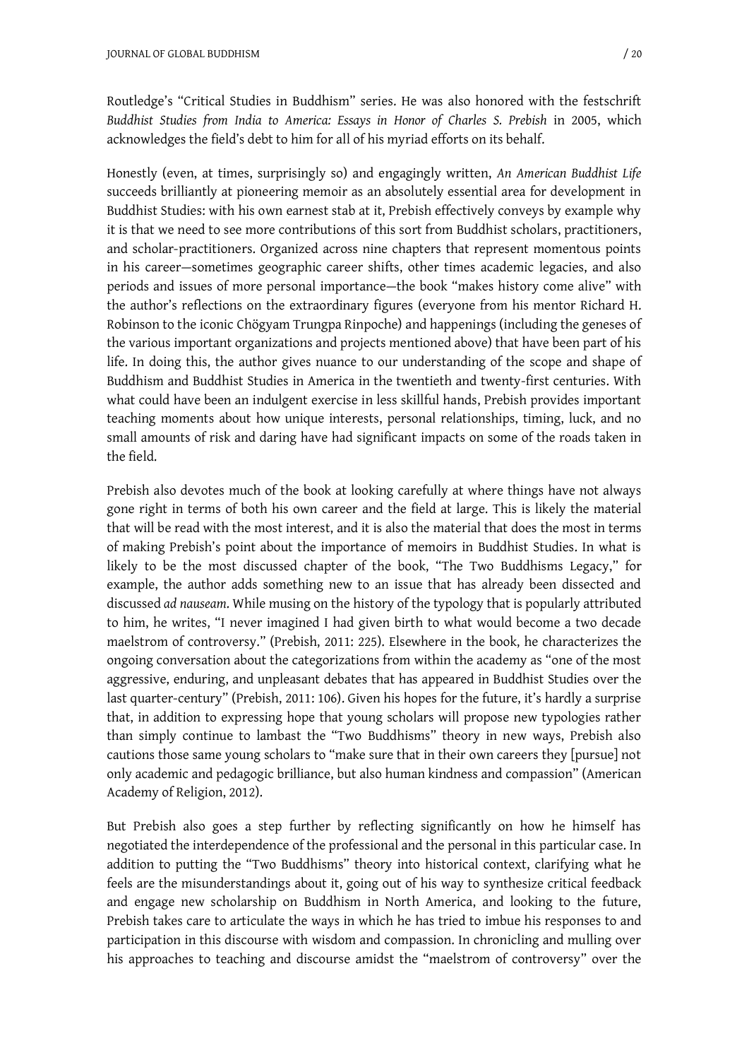Routledge's "Critical Studies in Buddhism" series. He was also honored with the festschrift *Buddhist Studies from India to America: Essays in Honor of Charles S. Prebish* in 2005, which acknowledges the field's debt to him for all of his myriad efforts on its behalf.

Honestly (even, at times, surprisingly so) and engagingly written, *An American Buddhist Life* succeeds brilliantly at pioneering memoir as an absolutely essential area for development in Buddhist Studies: with his own earnest stab at it, Prebish effectively conveys by example why it is that we need to see more contributions of this sort from Buddhist scholars, practitioners, and scholar-practitioners. Organized across nine chapters that represent momentous points in his career—sometimes geographic career shifts, other times academic legacies, and also periods and issues of more personal importance—the book "makes history come alive" with the author's reflections on the extraordinary figures (everyone from his mentor Richard H. Robinson to the iconic Chögyam Trungpa Rinpoche) and happenings (including the geneses of the various important organizations and projects mentioned above) that have been part of his life. In doing this, the author gives nuance to our understanding of the scope and shape of Buddhism and Buddhist Studies in America in the twentieth and twenty-first centuries. With what could have been an indulgent exercise in less skillful hands, Prebish provides important teaching moments about how unique interests, personal relationships, timing, luck, and no small amounts of risk and daring have had significant impacts on some of the roads taken in the field.

Prebish also devotes much of the book at looking carefully at where things have not always gone right in terms of both his own career and the field at large. This is likely the material that will be read with the most interest, and it is also the material that does the most in terms of making Prebish's point about the importance of memoirs in Buddhist Studies. In what is likely to be the most discussed chapter of the book, "The Two Buddhisms Legacy," for example, the author adds something new to an issue that has already been dissected and discussed *ad nauseam*. While musing on the history of the typology that is popularly attributed to him, he writes, "I never imagined I had given birth to what would become a two decade maelstrom of controversy." (Prebish, 2011: 225). Elsewhere in the book, he characterizes the ongoing conversation about the categorizations from within the academy as "one of the most aggressive, enduring, and unpleasant debates that has appeared in Buddhist Studies over the last quarter-century" (Prebish, 2011: 106). Given his hopes for the future, it's hardly a surprise that, in addition to expressing hope that young scholars will propose new typologies rather than simply continue to lambast the "Two Buddhisms" theory in new ways, Prebish also cautions those same young scholars to "make sure that in their own careers they [pursue] not only academic and pedagogic brilliance, but also human kindness and compassion" (American Academy of Religion, 2012).

But Prebish also goes a step further by reflecting significantly on how he himself has negotiated the interdependence of the professional and the personal in this particular case. In addition to putting the "Two Buddhisms" theory into historical context, clarifying what he feels are the misunderstandings about it, going out of his way to synthesize critical feedback and engage new scholarship on Buddhism in North America, and looking to the future, Prebish takes care to articulate the ways in which he has tried to imbue his responses to and participation in this discourse with wisdom and compassion. In chronicling and mulling over his approaches to teaching and discourse amidst the "maelstrom of controversy" over the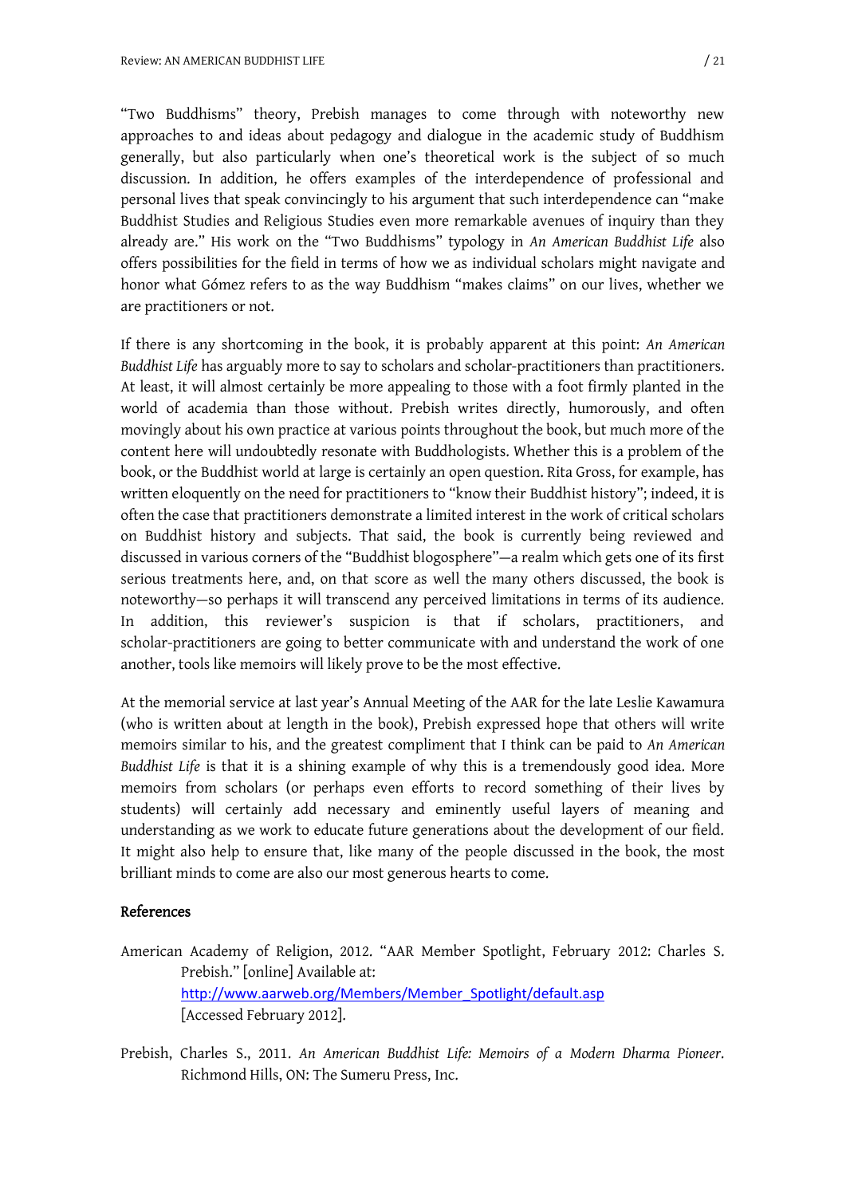"Two Buddhisms" theory, Prebish manages to come through with noteworthy new approaches to and ideas about pedagogy and dialogue in the academic study of Buddhism generally, but also particularly when one's theoretical work is the subject of so much discussion. In addition, he offers examples of the interdependence of professional and personal lives that speak convincingly to his argument that such interdependence can "make Buddhist Studies and Religious Studies even more remarkable avenues of inquiry than they already are." His work on the "Two Buddhisms" typology in *An American Buddhist Life* also offers possibilities for the field in terms of how we as individual scholars might navigate and honor what Gómez refers to as the way Buddhism "makes claims" on our lives, whether we are practitioners or not.

If there is any shortcoming in the book, it is probably apparent at this point: *An American Buddhist Life* has arguably more to say to scholars and scholar-practitioners than practitioners. At least, it will almost certainly be more appealing to those with a foot firmly planted in the world of academia than those without. Prebish writes directly, humorously, and often movingly about his own practice at various points throughout the book, but much more of the content here will undoubtedly resonate with Buddhologists. Whether this is a problem of the book, or the Buddhist world at large is certainly an open question. Rita Gross, for example, has written eloquently on the need for practitioners to "know their Buddhist history"; indeed, it is often the case that practitioners demonstrate a limited interest in the work of critical scholars on Buddhist history and subjects. That said, the book is currently being reviewed and discussed in various corners of the "Buddhist blogosphere"—a realm which gets one of its first serious treatments here, and, on that score as well the many others discussed, the book is noteworthy—so perhaps it will transcend any perceived limitations in terms of its audience. In addition, this reviewer's suspicion is that if scholars, practitioners, and scholar-practitioners are going to better communicate with and understand the work of one another, tools like memoirs will likely prove to be the most effective.

At the memorial service at last year's Annual Meeting of the AAR for the late Leslie Kawamura (who is written about at length in the book), Prebish expressed hope that others will write memoirs similar to his, and the greatest compliment that I think can be paid to *An American Buddhist Life* is that it is a shining example of why this is a tremendously good idea. More memoirs from scholars (or perhaps even efforts to record something of their lives by students) will certainly add necessary and eminently useful layers of meaning and understanding as we work to educate future generations about the development of our field. It might also help to ensure that, like many of the people discussed in the book, the most brilliant minds to come are also our most generous hearts to come.

## References

American Academy of Religion, 2012. "AAR Member Spotlight, February 2012: Charles S. Prebish." [online] Available at: http://www.aarweb.org/Members/Member_Spotlight/default.asp [Accessed February 2012].

Prebish, Charles S., 2011. *An American Buddhist Life: Memoirs of a Modern Dharma Pioneer*. Richmond Hills, ON: The Sumeru Press, Inc.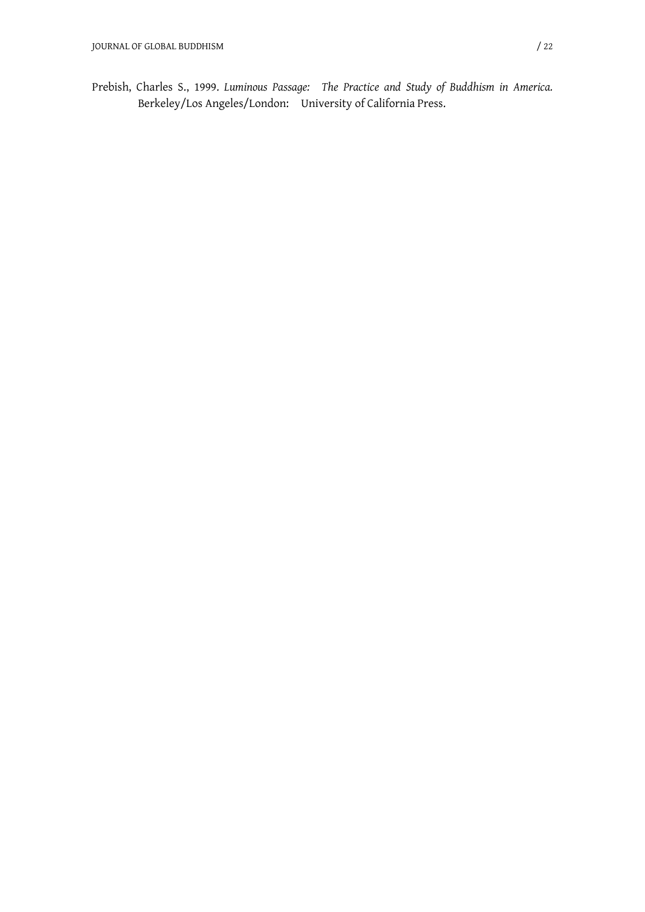Prebish, Charles S., 1999. *Luminous Passage: The Practice and Study of Buddhism in America.* Berkeley/Los Angeles/London: University of California Press.